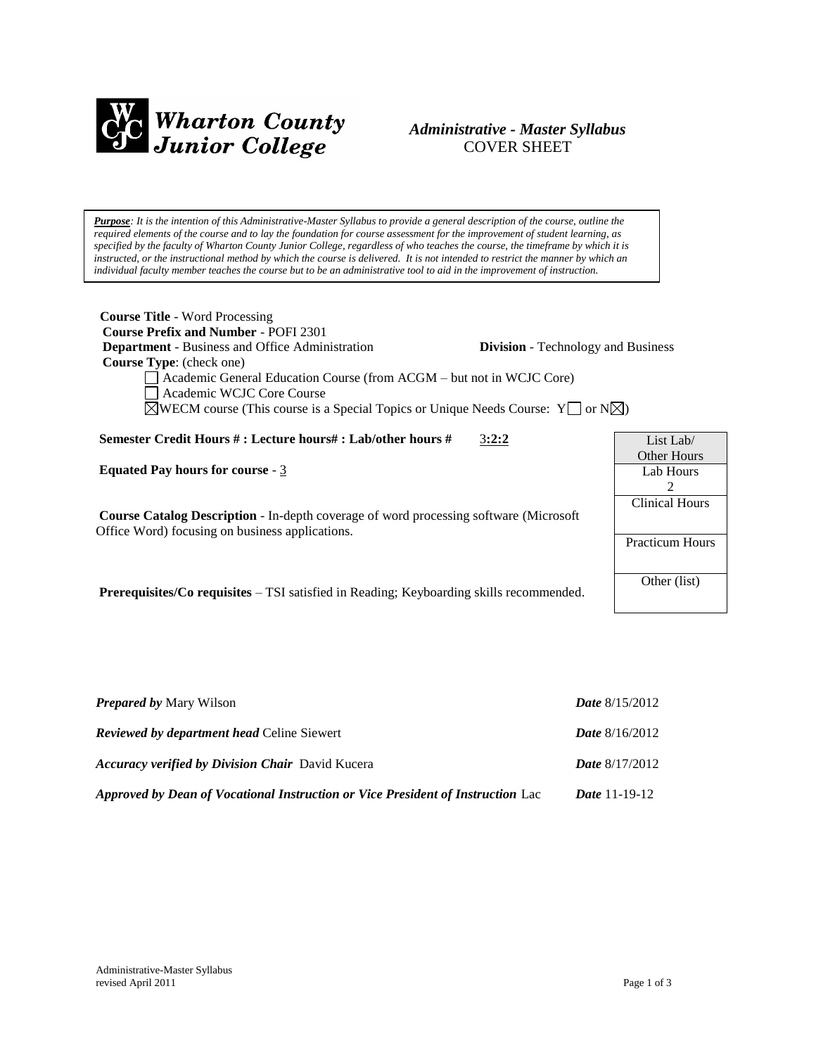**Wharton County Junior College**

# *Administrative - Master Syllabus*
COVER SHEET

***Purpose**: It is the intention of this Administrative-Master Syllabus to provide a general description of the course, outline the required elements of the course and to lay the foundation for course assessment for the improvement of student learning, as specified by the faculty of Wharton County Junior College, regardless of who teaches the course, the timeframe by which it is instructed, or the instructional method by which the course is delivered. It is not intended to restrict the manner by which an individual faculty member teaches the course but to be an administrative tool to aid in the improvement of instruction.*

**Course Title** - Word Processing
**Course Prefix and Number** - POFI 2301
**Department** - Business and Office Administration **Division** - Technology and Business
**Course Type**: (check one)

- ☐ Academic General Education Course (from ACGM – but not in WCJC Core)
- ☐ Academic WCJC Core Course
- ☒ WECM course (This course is a Special Topics or Unique Needs Course: Y☐ or N☒)

**Semester Credit Hours # : Lecture hours# : Lab/other hours #** 3**:2:2**

**Equated Pay hours for course** - 3

**Course Catalog Description** - In-depth coverage of word processing software (Microsoft Office Word) focusing on business applications.

**Prerequisites/Co requisites** – TSI satisfied in Reading; Keyboarding skills recommended.

| List Lab/ Other Hours |
|---|
| Lab Hours 2 |
| Clinical Hours |
| Practicum Hours |
| Other (list) |

***Prepared by*** Mary Wilson ***Date*** 8/15/2012

***Reviewed by department head*** Celine Siewert ***Date*** 8/16/2012

***Accuracy verified by Division Chair*** David Kucera ***Date*** 8/17/2012

***Approved by Dean of Vocational Instruction or Vice President of Instruction*** Lac ***Date*** 11-19-12

Administrative-Master Syllabus
revised April 2011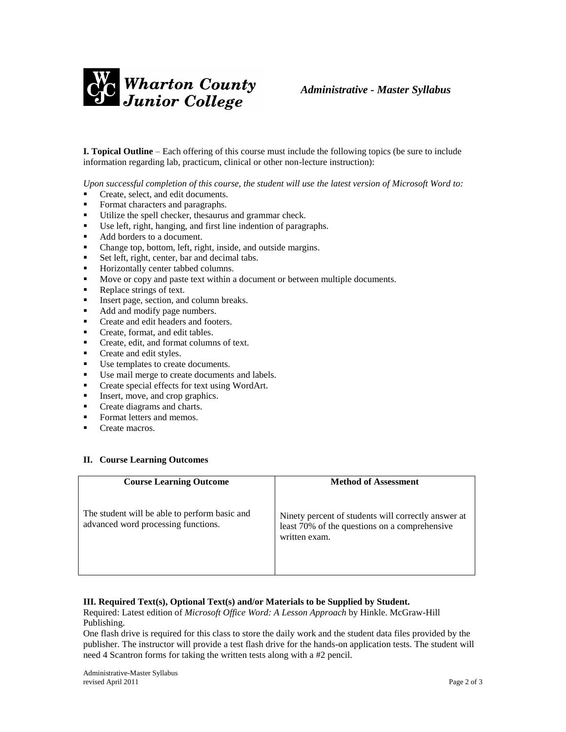**I. Topical Outline** – Each offering of this course must include the following topics (be sure to include information regarding lab, practicum, clinical or other non-lecture instruction):

*Upon successful completion of this course, the student will use the latest version of Microsoft Word to:*

- Create, select, and edit documents.
- Format characters and paragraphs.
- Utilize the spell checker, thesaurus and grammar check.
- Use left, right, hanging, and first line indention of paragraphs.
- Add borders to a document.
- Change top, bottom, left, right, inside, and outside margins.
- Set left, right, center, bar and decimal tabs.
- Horizontally center tabbed columns.
- Move or copy and paste text within a document or between multiple documents.
- Replace strings of text.
- Insert page, section, and column breaks.
- Add and modify page numbers.
- Create and edit headers and footers.
- Create, format, and edit tables.
- Create, edit, and format columns of text.
- Create and edit styles.
- Use templates to create documents.
- Use mail merge to create documents and labels.
- Create special effects for text using WordArt.
- Insert, move, and crop graphics.
- Create diagrams and charts.
- Format letters and memos.
- Create macros.

**II. Course Learning Outcomes**

| Course Learning Outcome | Method of Assessment |
|---|---|
| The student will be able to perform basic and advanced word processing functions. | Ninety percent of students will correctly answer at least 70% of the questions on a comprehensive written exam. |

**III. Required Text(s), Optional Text(s) and/or Materials to be Supplied by Student.**

Required: Latest edition of *Microsoft Office Word: A Lesson Approach* by Hinkle. McGraw-Hill Publishing.

One flash drive is required for this class to store the daily work and the student data files provided by the publisher. The instructor will provide a test flash drive for the hands-on application tests. The student will need 4 Scantron forms for taking the written tests along with a #2 pencil.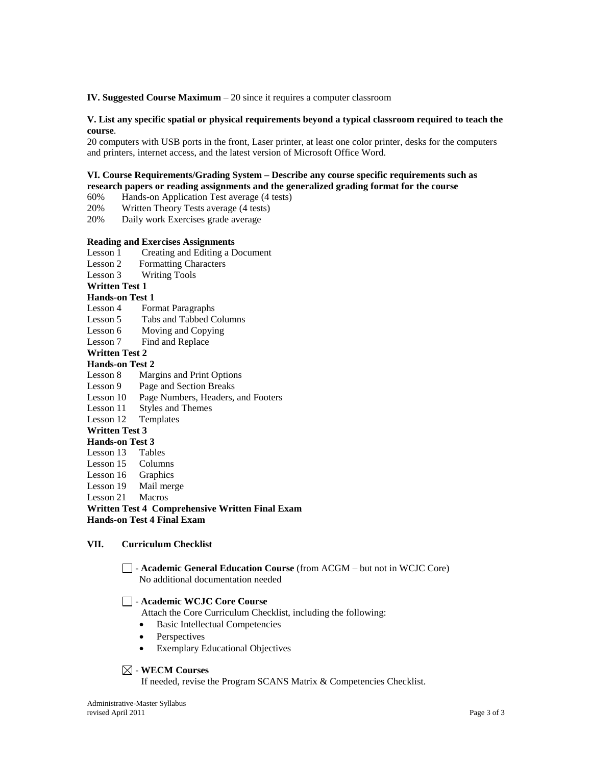**IV. Suggested Course Maximum** – 20 since it requires a computer classroom

**V. List any specific spatial or physical requirements beyond a typical classroom required to teach the course**.

20 computers with USB ports in the front, Laser printer, at least one color printer, desks for the computers and printers, internet access, and the latest version of Microsoft Office Word.

**VI. Course Requirements/Grading System – Describe any course specific requirements such as research papers or reading assignments and the generalized grading format for the course**

60% Hands-on Application Test average (4 tests)
20% Written Theory Tests average (4 tests)
20% Daily work Exercises grade average

**Reading and Exercises Assignments**

Lesson 1 Creating and Editing a Document
Lesson 2 Formatting Characters
Lesson 3 Writing Tools
**Written Test 1**
**Hands-on Test 1**
Lesson 4 Format Paragraphs
Lesson 5 Tabs and Tabbed Columns
Lesson 6 Moving and Copying
Lesson 7 Find and Replace
**Written Test 2**
**Hands-on Test 2**
Lesson 8 Margins and Print Options
Lesson 9 Page and Section Breaks
Lesson 10 Page Numbers, Headers, and Footers
Lesson 11 Styles and Themes
Lesson 12 Templates
**Written Test 3**
**Hands-on Test 3**
Lesson 13 Tables
Lesson 15 Columns
Lesson 16 Graphics
Lesson 19 Mail merge
Lesson 21 Macros
**Written Test 4 Comprehensive Written Final Exam**
**Hands-on Test 4 Final Exam**

**VII. Curriculum Checklist**

☐ - **Academic General Education Course** (from ACGM – but not in WCJC Core)
No additional documentation needed

☐ - **Academic WCJC Core Course**
Attach the Core Curriculum Checklist, including the following:

- Basic Intellectual Competencies
- Perspectives
- Exemplary Educational Objectives

☒ - **WECM Courses**
If needed, revise the Program SCANS Matrix & Competencies Checklist.

Administrative-Master Syllabus
revised April 2011